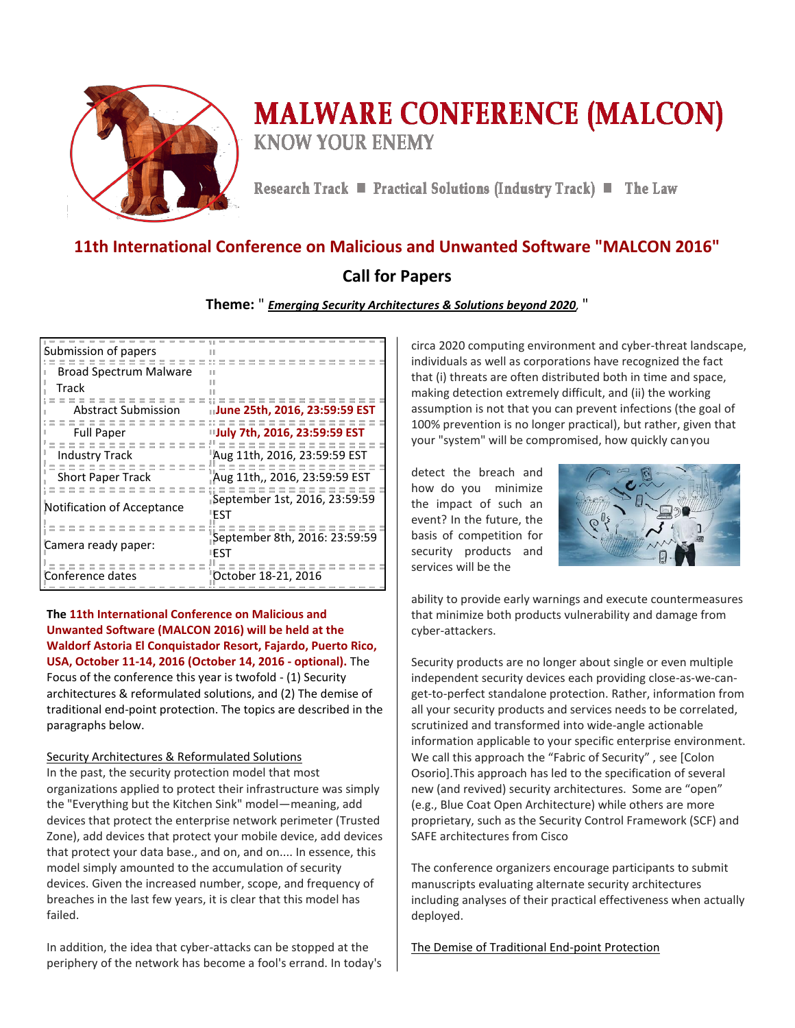# MALWARE CONFERENCE (MALCON)

## KNOW YOUR ENEMY

Research Track ■ Practical Solutions (Industry Track) ■ The Law

## 11th International Conference on Malicious and Unwanted Software "MALCON 2016"

## Call for Papers

**Theme:** " ***Emerging Security Architectures & Solutions beyond 2020*** "

| Submission of papers | |
|---|---|
| Broad Spectrum Malware Track | |
| Abstract Submission | **June 25th, 2016, 23:59:59 EST** |
| Full Paper | **July 7th, 2016, 23:59:59 EST** |
| Industry Track | Aug 11th, 2016, 23:59:59 EST |
| Short Paper Track | Aug 11th,, 2016, 23:59:59 EST |
| Notification of Acceptance | September 1st, 2016, 23:59:59 EST |
| Camera ready paper: | September 8th, 2016: 23:59:59 EST |
| Conference dates | October 18-21, 2016 |

**The 11th International Conference on Malicious and Unwanted Software (MALCON 2016) will be held at the Waldorf Astoria El Conquistador Resort, Fajardo, Puerto Rico, USA, October 11-14, 2016 (October 14, 2016 - optional).** The Focus of the conference this year is twofold - (1) Security architectures & reformulated solutions, and (2) The demise of traditional end-point protection. The topics are described in the paragraphs below.

### Security Architectures & Reformulated Solutions

In the past, the security protection model that most organizations applied to protect their infrastructure was simply the "Everything but the Kitchen Sink" model—meaning, add devices that protect the enterprise network perimeter (Trusted Zone), add devices that protect your mobile device, add devices that protect your data base., and on, and on.... In essence, this model simply amounted to the accumulation of security devices. Given the increased number, scope, and frequency of breaches in the last few years, it is clear that this model has failed.

In addition, the idea that cyber-attacks can be stopped at the periphery of the network has become a fool's errand. In today's circa 2020 computing environment and cyber-threat landscape, individuals as well as corporations have recognized the fact that (i) threats are often distributed both in time and space, making detection extremely difficult, and (ii) the working assumption is not that you can prevent infections (the goal of 100% prevention is no longer practical), but rather, given that your "system" will be compromised, how quickly can you detect the breach and how do you minimize the impact of such an event? In the future, the basis of competition for security products and services will be the ability to provide early warnings and execute countermeasures that minimize both products vulnerability and damage from cyber-attackers.

Security products are no longer about single or even multiple independent security devices each providing close-as-we-can-get-to-perfect standalone protection. Rather, information from all your security products and services needs to be correlated, scrutinized and transformed into wide-angle actionable information applicable to your specific enterprise environment. We call this approach the "Fabric of Security" , see [Colon Osorio].This approach has led to the specification of several new (and revived) security architectures. Some are "open" (e.g., Blue Coat Open Architecture) while others are more proprietary, such as the Security Control Framework (SCF) and SAFE architectures from Cisco

The conference organizers encourage participants to submit manuscripts evaluating alternate security architectures including analyses of their practical effectiveness when actually deployed.

### The Demise of Traditional End-point Protection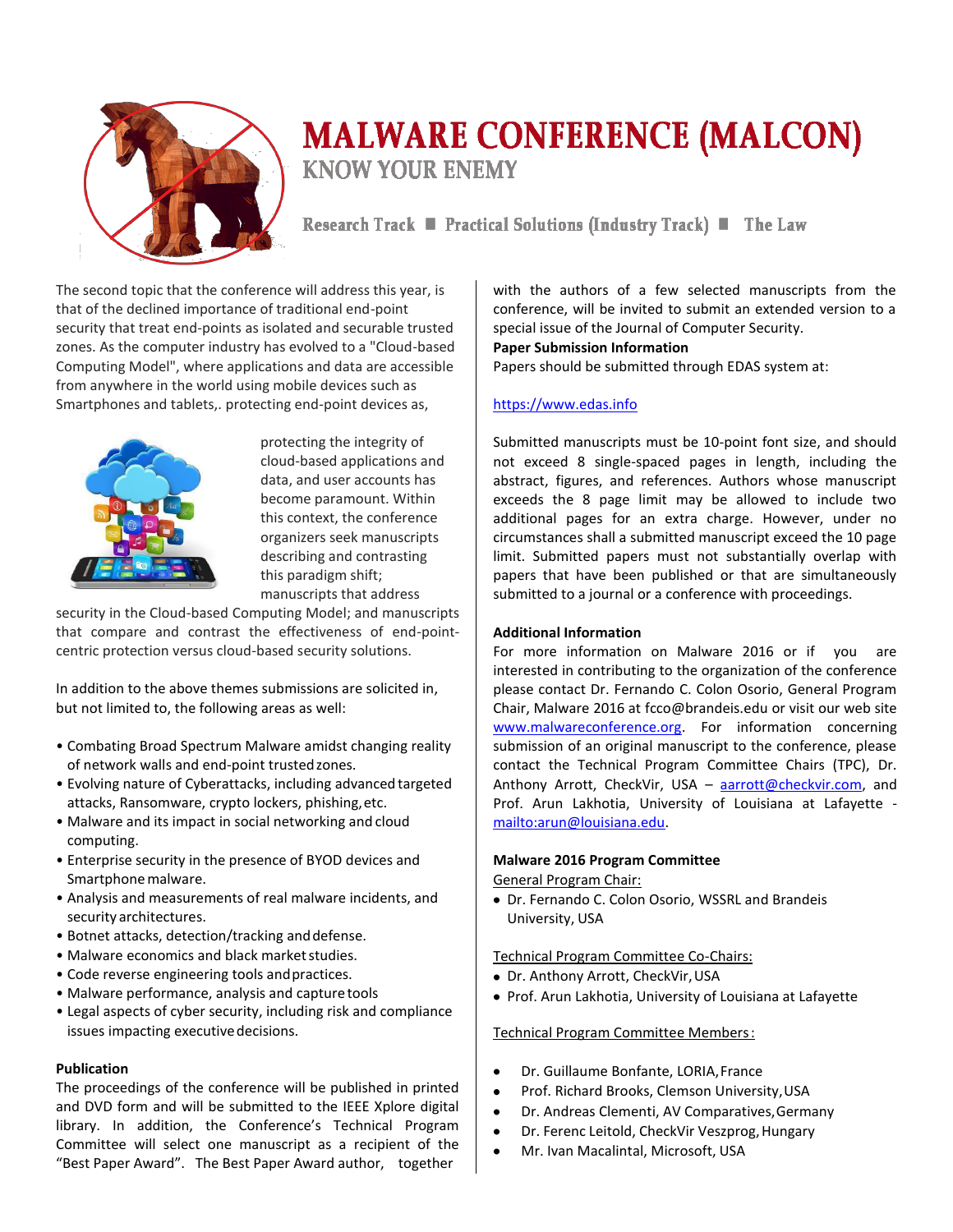# MALWARE CONFERENCE (MALCON)

## KNOW YOUR ENEMY

Research Track ■ Practical Solutions (Industry Track) ■ The Law

The second topic that the conference will address this year, is that of the declined importance of traditional end-point security that treat end-points as isolated and securable trusted zones. As the computer industry has evolved to a "Cloud-based Computing Model", where applications and data are accessible from anywhere in the world using mobile devices such as Smartphones and tablets,. protecting end-point devices as, protecting the integrity of cloud-based applications and data, and user accounts has become paramount. Within this context, the conference organizers seek manuscripts describing and contrasting this paradigm shift; manuscripts that address security in the Cloud-based Computing Model; and manuscripts that compare and contrast the effectiveness of end-point-centric protection versus cloud-based security solutions.

In addition to the above themes submissions are solicited in, but not limited to, the following areas as well:

- Combating Broad Spectrum Malware amidst changing reality of network walls and end-point trusted zones.
- Evolving nature of Cyberattacks, including advanced targeted attacks, Ransomware, crypto lockers, phishing, etc.
- Malware and its impact in social networking and cloud computing.
- Enterprise security in the presence of BYOD devices and Smartphone malware.
- Analysis and measurements of real malware incidents, and security architectures.
- Botnet attacks, detection/tracking and defense.
- Malware economics and black market studies.
- Code reverse engineering tools and practices.
- Malware performance, analysis and capture tools
- Legal aspects of cyber security, including risk and compliance issues impacting executive decisions.

**Publication**

The proceedings of the conference will be published in printed and DVD form and will be submitted to the IEEE Xplore digital library. In addition, the Conference's Technical Program Committee will select one manuscript as a recipient of the "Best Paper Award". The Best Paper Award author, together with the authors of a few selected manuscripts from the conference, will be invited to submit an extended version to a special issue of the Journal of Computer Security.

**Paper Submission Information**

Papers should be submitted through EDAS system at:

https://www.edas.info

Submitted manuscripts must be 10-point font size, and should not exceed 8 single-spaced pages in length, including the abstract, figures, and references. Authors whose manuscript exceeds the 8 page limit may be allowed to include two additional pages for an extra charge. However, under no circumstances shall a submitted manuscript exceed the 10 page limit. Submitted papers must not substantially overlap with papers that have been published or that are simultaneously submitted to a journal or a conference with proceedings.

**Additional Information**

For more information on Malware 2016 or if you are interested in contributing to the organization of the conference please contact Dr. Fernando C. Colon Osorio, General Program Chair, Malware 2016 at fcco@brandeis.edu or visit our web site www.malwareconference.org. For information concerning submission of an original manuscript to the conference, please contact the Technical Program Committee Chairs (TPC), Dr. Anthony Arrott, CheckVir, USA – aarrott@checkvir.com, and Prof. Arun Lakhotia, University of Louisiana at Lafayette - mailto:arun@louisiana.edu.

**Malware 2016 Program Committee**

General Program Chair:

- Dr. Fernando C. Colon Osorio, WSSRL and Brandeis University, USA

Technical Program Committee Co-Chairs:

- Dr. Anthony Arrott, CheckVir, USA
- Prof. Arun Lakhotia, University of Louisiana at Lafayette

Technical Program Committee Members:

- Dr. Guillaume Bonfante, LORIA, France
- Prof. Richard Brooks, Clemson University, USA
- Dr. Andreas Clementi, AV Comparatives, Germany
- Dr. Ferenc Leitold, CheckVir Veszprog, Hungary
- Mr. Ivan Macalintal, Microsoft, USA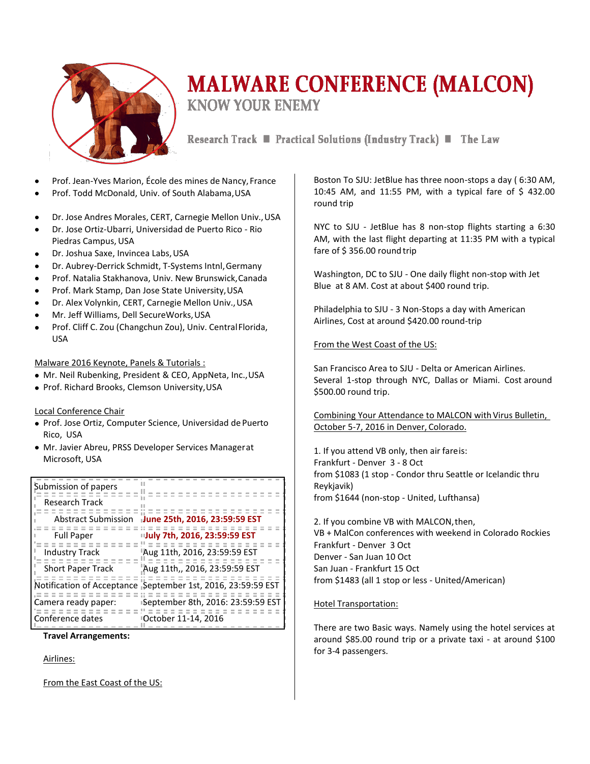# MALWARE CONFERENCE (MALCON)

## KNOW YOUR ENEMY

Research Track ■ Practical Solutions (Industry Track) ■ The Law

- Prof. Jean-Yves Marion, École des mines de Nancy, France
- Prof. Todd McDonald, Univ. of South Alabama, USA

- Dr. Jose Andres Morales, CERT, Carnegie Mellon Univ., USA
- Dr. Jose Ortiz-Ubarri, Universidad de Puerto Rico - Rio Piedras Campus, USA
- Dr. Joshua Saxe, Invincea Labs, USA
- Dr. Aubrey-Derrick Schmidt, T-Systems Intnl, Germany
- Prof. Natalia Stakhanova, Univ. New Brunswick, Canada
- Prof. Mark Stamp, Dan Jose State University, USA
- Dr. Alex Volynkin, CERT, Carnegie Mellon Univ., USA
- Mr. Jeff Williams, Dell SecureWorks, USA
- Prof. Cliff C. Zou (Changchun Zou), Univ. Central Florida, USA

Malware 2016 Keynote, Panels & Tutorials :

- Mr. Neil Rubenking, President & CEO, AppNeta, Inc., USA
- Prof. Richard Brooks, Clemson University, USA

Local Conference Chair

- Prof. Jose Ortiz, Computer Science, Universidad de Puerto Rico, USA
- Mr. Javier Abreu, PRSS Developer Services Manager at Microsoft, USA

| | |
|---|---|
| Submission of papers | |
| Research Track | |
| Abstract Submission | **June 25th, 2016, 23:59:59 EST** |
| Full Paper | **July 7th, 2016, 23:59:59 EST** |
| Industry Track | Aug 11th, 2016, 23:59:59 EST |
| Short Paper Track | Aug 11th,, 2016, 23:59:59 EST |
| Notification of Acceptance | September 1st, 2016, 23:59:59 EST |
| Camera ready paper: | September 8th, 2016: 23:59:59 EST |
| Conference dates | October 11-14, 2016 |

**Travel Arrangements:**

Airlines:

From the East Coast of the US:

Boston To SJU: JetBlue has three noon-stops a day ( 6:30 AM, 10:45 AM, and 11:55 PM, with a typical fare of $ 432.00 round trip

NYC to SJU - JetBlue has 8 non-stop flights starting a 6:30 AM, with the last flight departing at 11:35 PM with a typical fare of $ 356.00 round trip

Washington, DC to SJU - One daily flight non-stop with Jet Blue at 8 AM. Cost at about $400 round trip.

Philadelphia to SJU - 3 Non-Stops a day with American Airlines, Cost at around $420.00 round-trip

From the West Coast of the US:

San Francisco Area to SJU - Delta or American Airlines. Several 1-stop through NYC, Dallas or Miami. Cost around $500.00 round trip.

Combining Your Attendance to MALCON with Virus Bulletin, October 5-7, 2016 in Denver, Colorado.

1. If you attend VB only, then air fare is:
Frankfurt - Denver 3 - 8 Oct
from $1083 (1 stop - Condor thru Seattle or Icelandic thru Reykjavik)
from $1644 (non-stop - United, Lufthansa)

2. If you combine VB with MALCON, then,
VB + MalCon conferences with weekend in Colorado Rockies
Frankfurt - Denver 3 Oct
Denver - San Juan 10 Oct
San Juan - Frankfurt 15 Oct
from $1483 (all 1 stop or less - United/American)

Hotel Transportation:

There are two Basic ways. Namely using the hotel services at around $85.00 round trip or a private taxi - at around $100 for 3-4 passengers.